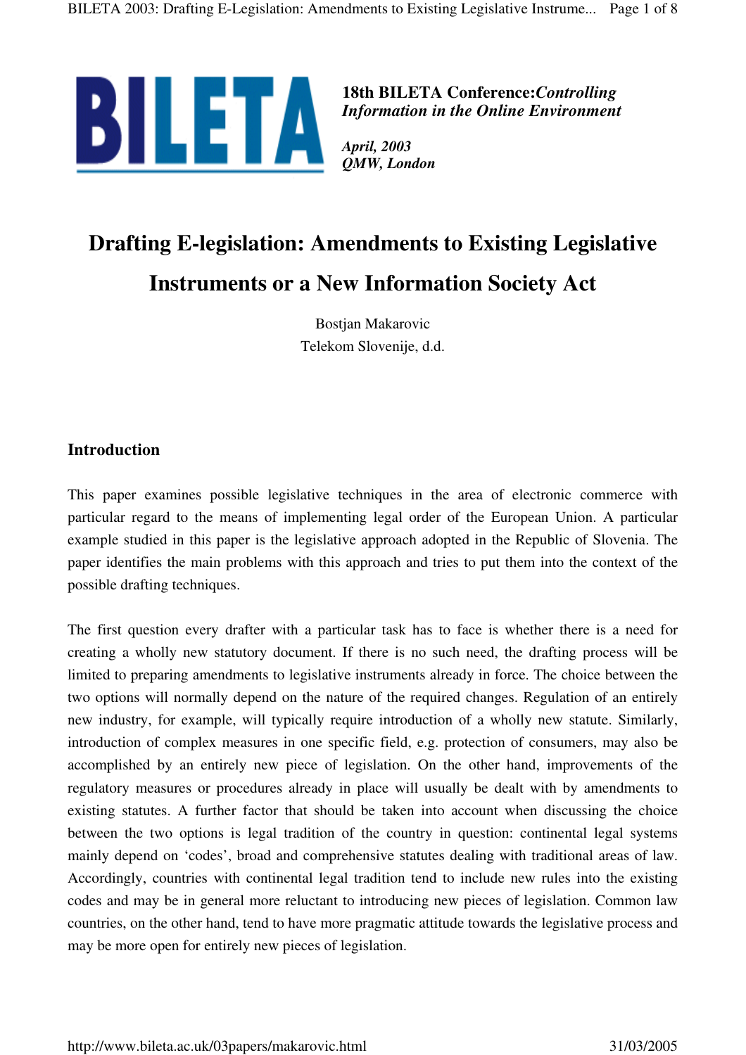**18th BILETA Conference:** ***Controlling Information in the Online Environment***

***April, 2003***
***QMW, London***

# Drafting E-legislation: Amendments to Existing Legislative Instruments or a New Information Society Act

Bostjan Makarovic
Telekom Slovenije, d.d.

## Introduction

This paper examines possible legislative techniques in the area of electronic commerce with particular regard to the means of implementing legal order of the European Union. A particular example studied in this paper is the legislative approach adopted in the Republic of Slovenia. The paper identifies the main problems with this approach and tries to put them into the context of the possible drafting techniques.

The first question every drafter with a particular task has to face is whether there is a need for creating a wholly new statutory document. If there is no such need, the drafting process will be limited to preparing amendments to legislative instruments already in force. The choice between the two options will normally depend on the nature of the required changes. Regulation of an entirely new industry, for example, will typically require introduction of a wholly new statute. Similarly, introduction of complex measures in one specific field, e.g. protection of consumers, may also be accomplished by an entirely new piece of legislation. On the other hand, improvements of the regulatory measures or procedures already in place will usually be dealt with by amendments to existing statutes. A further factor that should be taken into account when discussing the choice between the two options is legal tradition of the country in question: continental legal systems mainly depend on 'codes', broad and comprehensive statutes dealing with traditional areas of law. Accordingly, countries with continental legal tradition tend to include new rules into the existing codes and may be in general more reluctant to introducing new pieces of legislation. Common law countries, on the other hand, tend to have more pragmatic attitude towards the legislative process and may be more open for entirely new pieces of legislation.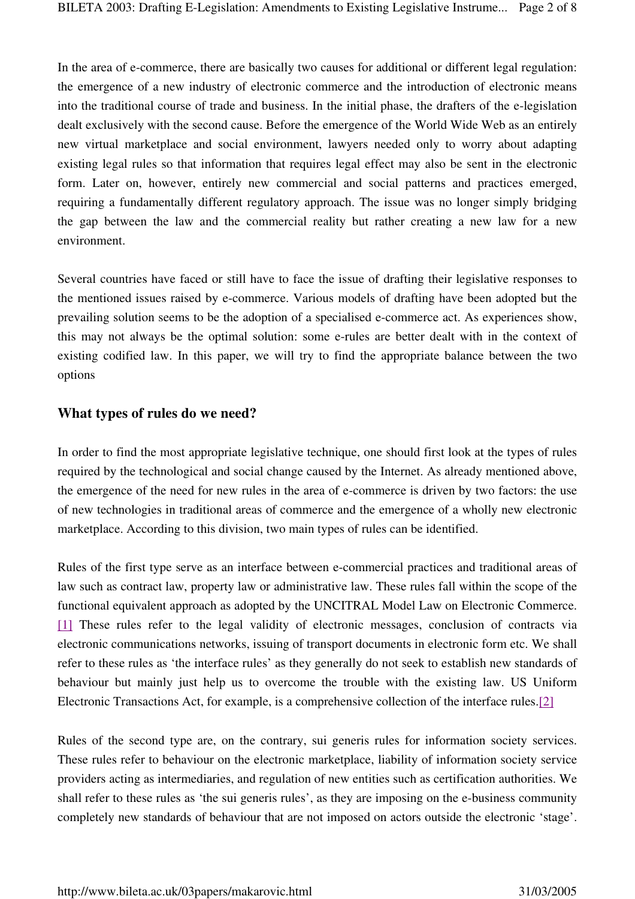In the area of e-commerce, there are basically two causes for additional or different legal regulation: the emergence of a new industry of electronic commerce and the introduction of electronic means into the traditional course of trade and business. In the initial phase, the drafters of the e-legislation dealt exclusively with the second cause. Before the emergence of the World Wide Web as an entirely new virtual marketplace and social environment, lawyers needed only to worry about adapting existing legal rules so that information that requires legal effect may also be sent in the electronic form. Later on, however, entirely new commercial and social patterns and practices emerged, requiring a fundamentally different regulatory approach. The issue was no longer simply bridging the gap between the law and the commercial reality but rather creating a new law for a new environment.

Several countries have faced or still have to face the issue of drafting their legislative responses to the mentioned issues raised by e-commerce. Various models of drafting have been adopted but the prevailing solution seems to be the adoption of a specialised e-commerce act. As experiences show, this may not always be the optimal solution: some e-rules are better dealt with in the context of existing codified law. In this paper, we will try to find the appropriate balance between the two options

## What types of rules do we need?

In order to find the most appropriate legislative technique, one should first look at the types of rules required by the technological and social change caused by the Internet. As already mentioned above, the emergence of the need for new rules in the area of e-commerce is driven by two factors: the use of new technologies in traditional areas of commerce and the emergence of a wholly new electronic marketplace. According to this division, two main types of rules can be identified.

Rules of the first type serve as an interface between e-commercial practices and traditional areas of law such as contract law, property law or administrative law. These rules fall within the scope of the functional equivalent approach as adopted by the UNCITRAL Model Law on Electronic Commerce. [1] These rules refer to the legal validity of electronic messages, conclusion of contracts via electronic communications networks, issuing of transport documents in electronic form etc. We shall refer to these rules as 'the interface rules' as they generally do not seek to establish new standards of behaviour but mainly just help us to overcome the trouble with the existing law. US Uniform Electronic Transactions Act, for example, is a comprehensive collection of the interface rules.[2]

Rules of the second type are, on the contrary, sui generis rules for information society services. These rules refer to behaviour on the electronic marketplace, liability of information society service providers acting as intermediaries, and regulation of new entities such as certification authorities. We shall refer to these rules as 'the sui generis rules', as they are imposing on the e-business community completely new standards of behaviour that are not imposed on actors outside the electronic 'stage'.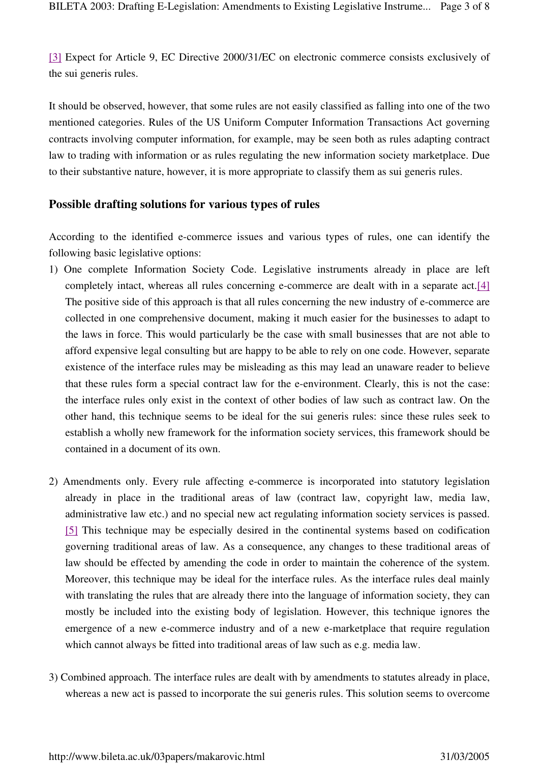[3] Expect for Article 9, EC Directive 2000/31/EC on electronic commerce consists exclusively of the sui generis rules.

It should be observed, however, that some rules are not easily classified as falling into one of the two mentioned categories. Rules of the US Uniform Computer Information Transactions Act governing contracts involving computer information, for example, may be seen both as rules adapting contract law to trading with information or as rules regulating the new information society marketplace. Due to their substantive nature, however, it is more appropriate to classify them as sui generis rules.

## Possible drafting solutions for various types of rules

According to the identified e-commerce issues and various types of rules, one can identify the following basic legislative options:

1) One complete Information Society Code. Legislative instruments already in place are left completely intact, whereas all rules concerning e-commerce are dealt with in a separate act.[4] The positive side of this approach is that all rules concerning the new industry of e-commerce are collected in one comprehensive document, making it much easier for the businesses to adapt to the laws in force. This would particularly be the case with small businesses that are not able to afford expensive legal consulting but are happy to be able to rely on one code. However, separate existence of the interface rules may be misleading as this may lead an unaware reader to believe that these rules form a special contract law for the e-environment. Clearly, this is not the case: the interface rules only exist in the context of other bodies of law such as contract law. On the other hand, this technique seems to be ideal for the sui generis rules: since these rules seek to establish a wholly new framework for the information society services, this framework should be contained in a document of its own.

2) Amendments only. Every rule affecting e-commerce is incorporated into statutory legislation already in place in the traditional areas of law (contract law, copyright law, media law, administrative law etc.) and no special new act regulating information society services is passed. [5] This technique may be especially desired in the continental systems based on codification governing traditional areas of law. As a consequence, any changes to these traditional areas of law should be effected by amending the code in order to maintain the coherence of the system. Moreover, this technique may be ideal for the interface rules. As the interface rules deal mainly with translating the rules that are already there into the language of information society, they can mostly be included into the existing body of legislation. However, this technique ignores the emergence of a new e-commerce industry and of a new e-marketplace that require regulation which cannot always be fitted into traditional areas of law such as e.g. media law.

3) Combined approach. The interface rules are dealt with by amendments to statutes already in place, whereas a new act is passed to incorporate the sui generis rules. This solution seems to overcome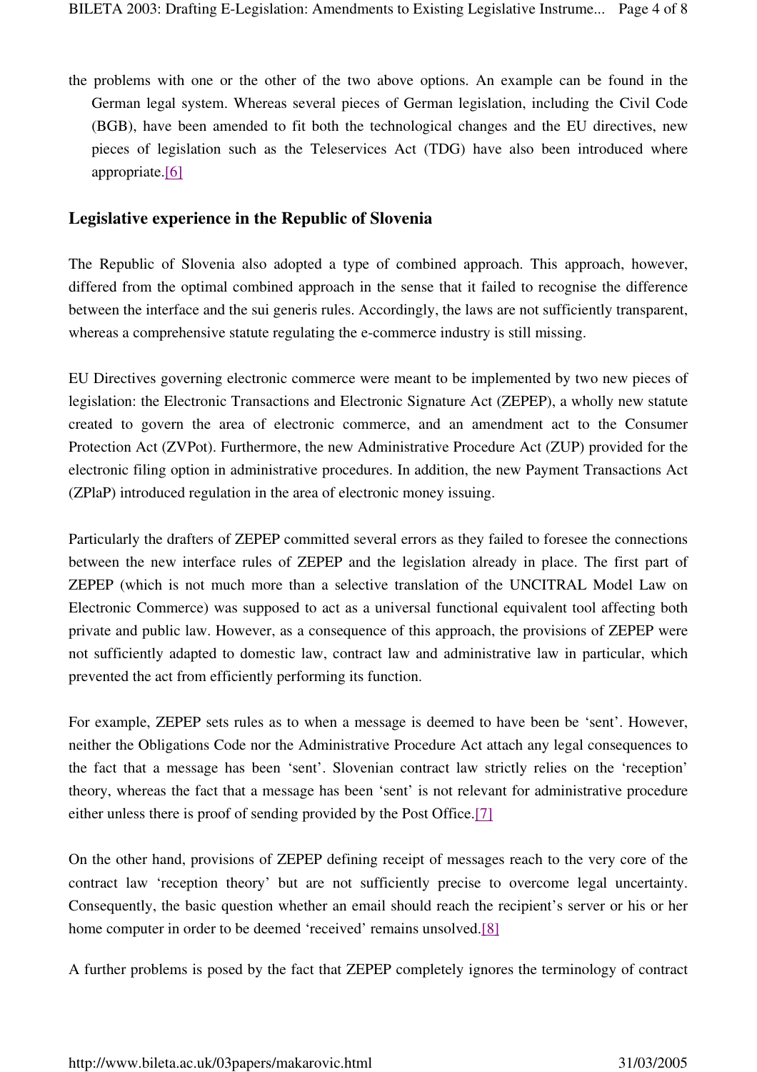the problems with one or the other of the two above options. An example can be found in the German legal system. Whereas several pieces of German legislation, including the Civil Code (BGB), have been amended to fit both the technological changes and the EU directives, new pieces of legislation such as the Teleservices Act (TDG) have also been introduced where appropriate.[6]

### Legislative experience in the Republic of Slovenia

The Republic of Slovenia also adopted a type of combined approach. This approach, however, differed from the optimal combined approach in the sense that it failed to recognise the difference between the interface and the sui generis rules. Accordingly, the laws are not sufficiently transparent, whereas a comprehensive statute regulating the e-commerce industry is still missing.

EU Directives governing electronic commerce were meant to be implemented by two new pieces of legislation: the Electronic Transactions and Electronic Signature Act (ZEPEP), a wholly new statute created to govern the area of electronic commerce, and an amendment act to the Consumer Protection Act (ZVPot). Furthermore, the new Administrative Procedure Act (ZUP) provided for the electronic filing option in administrative procedures. In addition, the new Payment Transactions Act (ZPlaP) introduced regulation in the area of electronic money issuing.

Particularly the drafters of ZEPEP committed several errors as they failed to foresee the connections between the new interface rules of ZEPEP and the legislation already in place. The first part of ZEPEP (which is not much more than a selective translation of the UNCITRAL Model Law on Electronic Commerce) was supposed to act as a universal functional equivalent tool affecting both private and public law. However, as a consequence of this approach, the provisions of ZEPEP were not sufficiently adapted to domestic law, contract law and administrative law in particular, which prevented the act from efficiently performing its function.

For example, ZEPEP sets rules as to when a message is deemed to have been be 'sent'. However, neither the Obligations Code nor the Administrative Procedure Act attach any legal consequences to the fact that a message has been 'sent'. Slovenian contract law strictly relies on the 'reception' theory, whereas the fact that a message has been 'sent' is not relevant for administrative procedure either unless there is proof of sending provided by the Post Office.[7]

On the other hand, provisions of ZEPEP defining receipt of messages reach to the very core of the contract law 'reception theory' but are not sufficiently precise to overcome legal uncertainty. Consequently, the basic question whether an email should reach the recipient's server or his or her home computer in order to be deemed 'received' remains unsolved.[8]

A further problems is posed by the fact that ZEPEP completely ignores the terminology of contract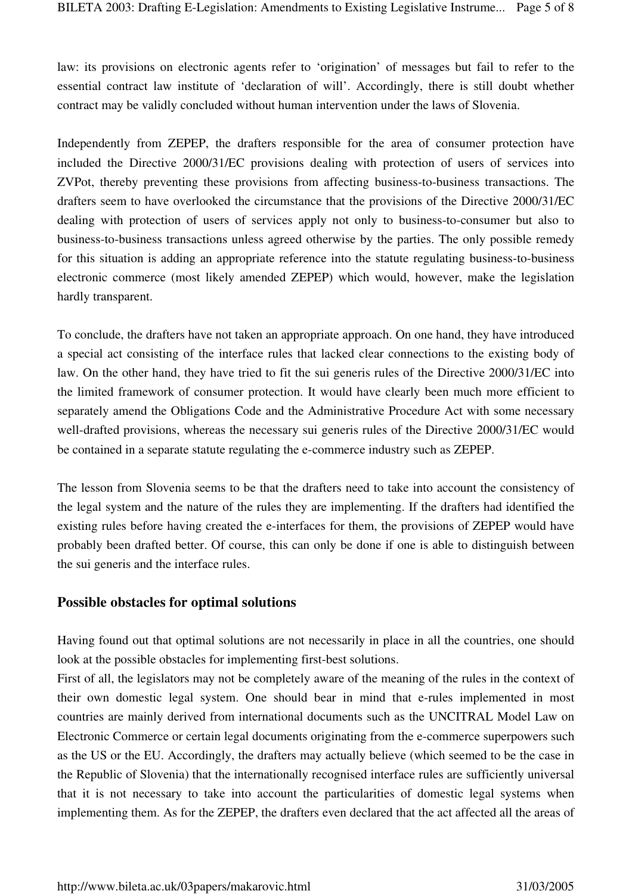law: its provisions on electronic agents refer to 'origination' of messages but fail to refer to the essential contract law institute of 'declaration of will'. Accordingly, there is still doubt whether contract may be validly concluded without human intervention under the laws of Slovenia.

Independently from ZEPEP, the drafters responsible for the area of consumer protection have included the Directive 2000/31/EC provisions dealing with protection of users of services into ZVPot, thereby preventing these provisions from affecting business-to-business transactions. The drafters seem to have overlooked the circumstance that the provisions of the Directive 2000/31/EC dealing with protection of users of services apply not only to business-to-consumer but also to business-to-business transactions unless agreed otherwise by the parties. The only possible remedy for this situation is adding an appropriate reference into the statute regulating business-to-business electronic commerce (most likely amended ZEPEP) which would, however, make the legislation hardly transparent.

To conclude, the drafters have not taken an appropriate approach. On one hand, they have introduced a special act consisting of the interface rules that lacked clear connections to the existing body of law. On the other hand, they have tried to fit the sui generis rules of the Directive 2000/31/EC into the limited framework of consumer protection. It would have clearly been much more efficient to separately amend the Obligations Code and the Administrative Procedure Act with some necessary well-drafted provisions, whereas the necessary sui generis rules of the Directive 2000/31/EC would be contained in a separate statute regulating the e-commerce industry such as ZEPEP.

The lesson from Slovenia seems to be that the drafters need to take into account the consistency of the legal system and the nature of the rules they are implementing. If the drafters had identified the existing rules before having created the e-interfaces for them, the provisions of ZEPEP would have probably been drafted better. Of course, this can only be done if one is able to distinguish between the sui generis and the interface rules.

### Possible obstacles for optimal solutions

Having found out that optimal solutions are not necessarily in place in all the countries, one should look at the possible obstacles for implementing first-best solutions.

First of all, the legislators may not be completely aware of the meaning of the rules in the context of their own domestic legal system. One should bear in mind that e-rules implemented in most countries are mainly derived from international documents such as the UNCITRAL Model Law on Electronic Commerce or certain legal documents originating from the e-commerce superpowers such as the US or the EU. Accordingly, the drafters may actually believe (which seemed to be the case in the Republic of Slovenia) that the internationally recognised interface rules are sufficiently universal that it is not necessary to take into account the particularities of domestic legal systems when implementing them. As for the ZEPEP, the drafters even declared that the act affected all the areas of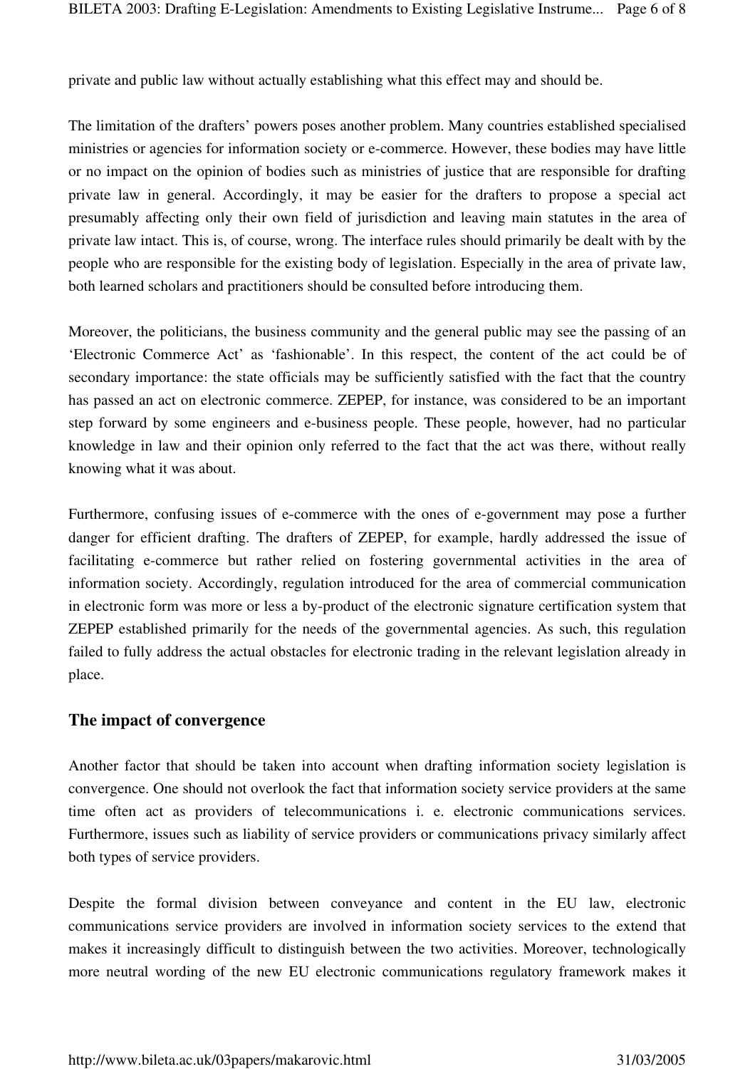private and public law without actually establishing what this effect may and should be.

The limitation of the drafters' powers poses another problem. Many countries established specialised ministries or agencies for information society or e-commerce. However, these bodies may have little or no impact on the opinion of bodies such as ministries of justice that are responsible for drafting private law in general. Accordingly, it may be easier for the drafters to propose a special act presumably affecting only their own field of jurisdiction and leaving main statutes in the area of private law intact. This is, of course, wrong. The interface rules should primarily be dealt with by the people who are responsible for the existing body of legislation. Especially in the area of private law, both learned scholars and practitioners should be consulted before introducing them.

Moreover, the politicians, the business community and the general public may see the passing of an 'Electronic Commerce Act' as 'fashionable'. In this respect, the content of the act could be of secondary importance: the state officials may be sufficiently satisfied with the fact that the country has passed an act on electronic commerce. ZEPEP, for instance, was considered to be an important step forward by some engineers and e-business people. These people, however, had no particular knowledge in law and their opinion only referred to the fact that the act was there, without really knowing what it was about.

Furthermore, confusing issues of e-commerce with the ones of e-government may pose a further danger for efficient drafting. The drafters of ZEPEP, for example, hardly addressed the issue of facilitating e-commerce but rather relied on fostering governmental activities in the area of information society. Accordingly, regulation introduced for the area of commercial communication in electronic form was more or less a by-product of the electronic signature certification system that ZEPEP established primarily for the needs of the governmental agencies. As such, this regulation failed to fully address the actual obstacles for electronic trading in the relevant legislation already in place.

## The impact of convergence

Another factor that should be taken into account when drafting information society legislation is convergence. One should not overlook the fact that information society service providers at the same time often act as providers of telecommunications i. e. electronic communications services. Furthermore, issues such as liability of service providers or communications privacy similarly affect both types of service providers.

Despite the formal division between conveyance and content in the EU law, electronic communications service providers are involved in information society services to the extend that makes it increasingly difficult to distinguish between the two activities. Moreover, technologically more neutral wording of the new EU electronic communications regulatory framework makes it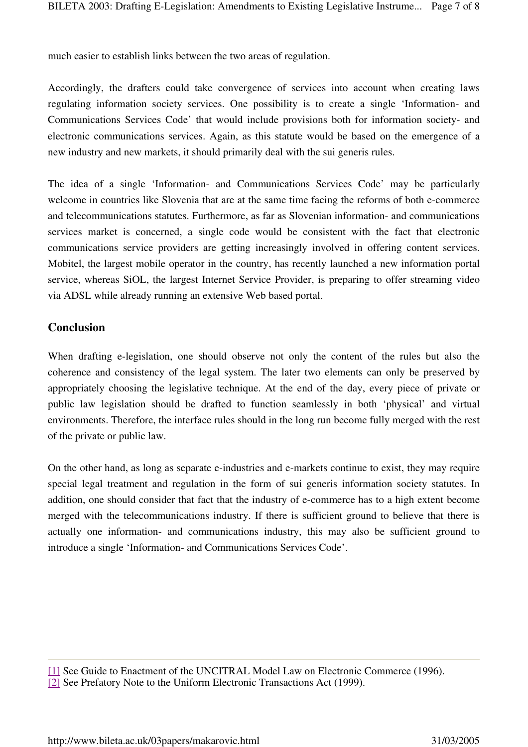much easier to establish links between the two areas of regulation.

Accordingly, the drafters could take convergence of services into account when creating laws regulating information society services. One possibility is to create a single 'Information- and Communications Services Code' that would include provisions both for information society- and electronic communications services. Again, as this statute would be based on the emergence of a new industry and new markets, it should primarily deal with the sui generis rules.

The idea of a single 'Information- and Communications Services Code' may be particularly welcome in countries like Slovenia that are at the same time facing the reforms of both e-commerce and telecommunications statutes. Furthermore, as far as Slovenian information- and communications services market is concerned, a single code would be consistent with the fact that electronic communications service providers are getting increasingly involved in offering content services. Mobitel, the largest mobile operator in the country, has recently launched a new information portal service, whereas SiOL, the largest Internet Service Provider, is preparing to offer streaming video via ADSL while already running an extensive Web based portal.

## Conclusion

When drafting e-legislation, one should observe not only the content of the rules but also the coherence and consistency of the legal system. The later two elements can only be preserved by appropriately choosing the legislative technique. At the end of the day, every piece of private or public law legislation should be drafted to function seamlessly in both 'physical' and virtual environments. Therefore, the interface rules should in the long run become fully merged with the rest of the private or public law.

On the other hand, as long as separate e-industries and e-markets continue to exist, they may require special legal treatment and regulation in the form of sui generis information society statutes. In addition, one should consider that fact that the industry of e-commerce has to a high extent become merged with the telecommunications industry. If there is sufficient ground to believe that there is actually one information- and communications industry, this may also be sufficient ground to introduce a single 'Information- and Communications Services Code'.

---

[1] See Guide to Enactment of the UNCITRAL Model Law on Electronic Commerce (1996).

[2] See Prefatory Note to the Uniform Electronic Transactions Act (1999).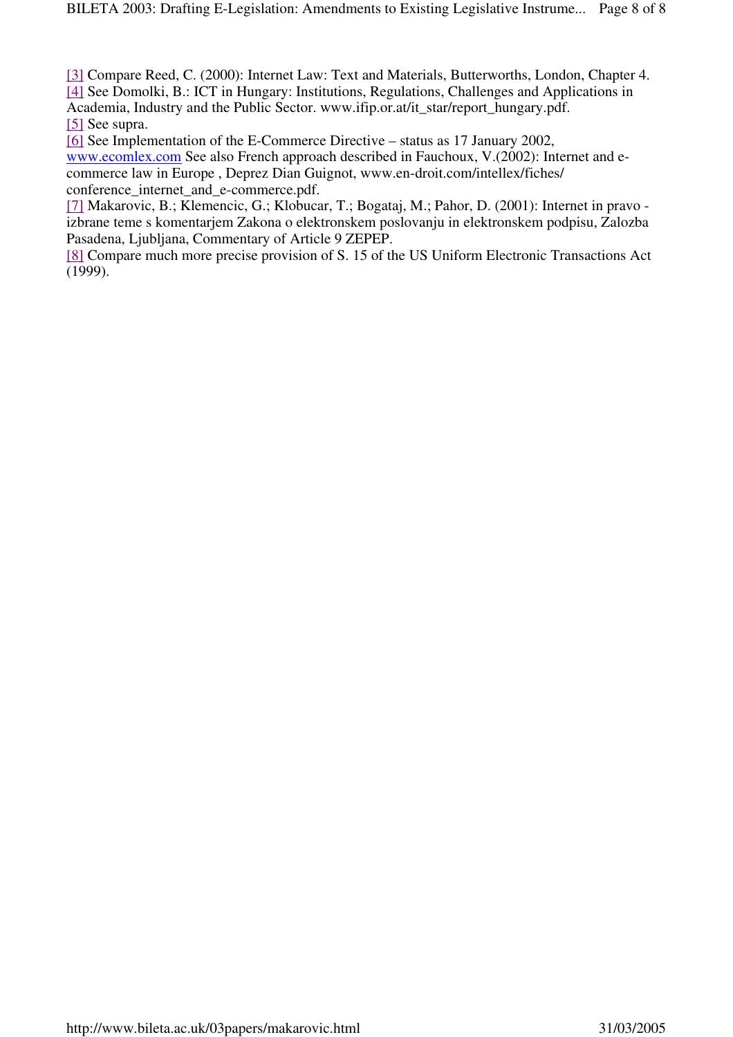[3] Compare Reed, C. (2000): Internet Law: Text and Materials, Butterworths, London, Chapter 4.
[4] See Domolki, B.: ICT in Hungary: Institutions, Regulations, Challenges and Applications in Academia, Industry and the Public Sector. www.ifip.or.at/it_star/report_hungary.pdf.
[5] See supra.
[6] See Implementation of the E-Commerce Directive – status as 17 January 2002, www.ecomlex.com See also French approach described in Fauchoux, V.(2002): Internet and e-commerce law in Europe , Deprez Dian Guignot, www.en-droit.com/intellex/fiches/ conference_internet_and_e-commerce.pdf.
[7] Makarovic, B.; Klemencic, G.; Klobucar, T.; Bogataj, M.; Pahor, D. (2001): Internet in pravo - izbrane teme s komentarjem Zakona o elektronskem poslovanju in elektronskem podpisu, Zalozba Pasadena, Ljubljana, Commentary of Article 9 ZEPEP.
[8] Compare much more precise provision of S. 15 of the US Uniform Electronic Transactions Act (1999).